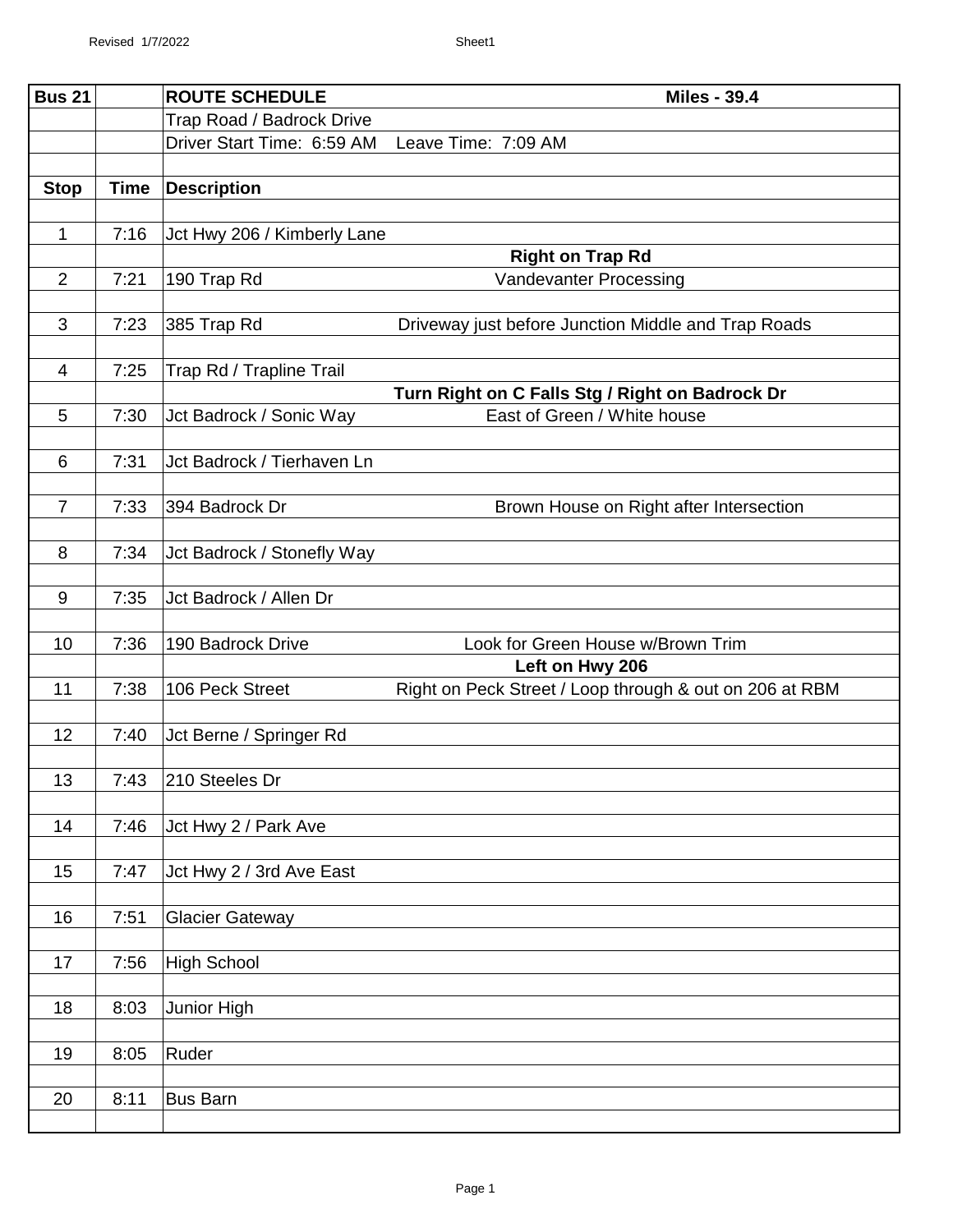| Bus 21 | | ROUTE SCHEDULE Miles - 39.4 |
|---|---|---|
| | | Trap Road / Badrock Drive |
| | | Driver Start Time: 6:59 AM Leave Time: 7:09 AM |
| | | |
| **Stop** | **Time** | **Description** |
| | | |
| 1 | 7:16 | Jct Hwy 206 / Kimberly Lane |
| | | **Right on Trap Rd** |
| 2 | 7:21 | 190 Trap Rd — Vandevanter Processing |
| | | |
| 3 | 7:23 | 385 Trap Rd — Driveway just before Junction Middle and Trap Roads |
| | | |
| 4 | 7:25 | Trap Rd / Trapline Trail |
| | | **Turn Right on C Falls Stg / Right on Badrock Dr** |
| 5 | 7:30 | Jct Badrock / Sonic Way — East of Green / White house |
| | | |
| 6 | 7:31 | Jct Badrock / Tierhaven Ln |
| | | |
| 7 | 7:33 | 394 Badrock Dr — Brown House on Right after Intersection |
| | | |
| 8 | 7:34 | Jct Badrock / Stonefly Way |
| | | |
| 9 | 7:35 | Jct Badrock / Allen Dr |
| | | |
| 10 | 7:36 | 190 Badrock Drive — Look for Green House w/Brown Trim |
| | | **Left on Hwy 206** |
| 11 | 7:38 | 106 Peck Street — Right on Peck Street / Loop through & out on 206 at RBM |
| | | |
| 12 | 7:40 | Jct Berne / Springer Rd |
| | | |
| 13 | 7:43 | 210 Steeles Dr |
| | | |
| 14 | 7:46 | Jct Hwy 2 / Park Ave |
| | | |
| 15 | 7:47 | Jct Hwy 2 / 3rd Ave East |
| | | |
| 16 | 7:51 | Glacier Gateway |
| | | |
| 17 | 7:56 | High School |
| | | |
| 18 | 8:03 | Junior High |
| | | |
| 19 | 8:05 | Ruder |
| | | |
| 20 | 8:11 | Bus Barn |
| | | |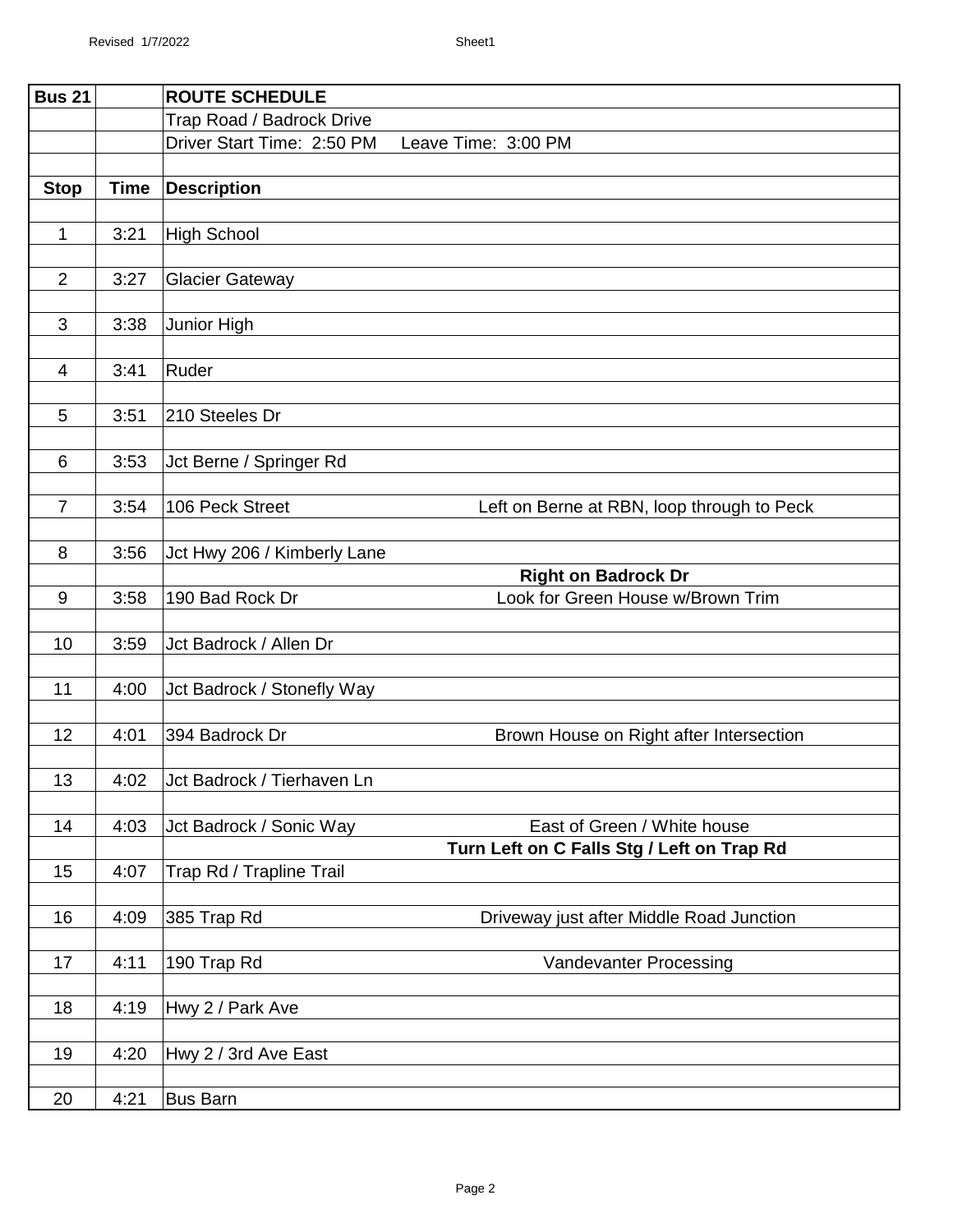| Bus 21 | | ROUTE SCHEDULE | |
|---|---|---|---|
| | | Trap Road / Badrock Drive | |
| | | Driver Start Time: 2:50 PM Leave Time: 3:00 PM | |
| | | | |
| **Stop** | **Time** | **Description** | |
| | | | |
| 1 | 3:21 | High School | |
| | | | |
| 2 | 3:27 | Glacier Gateway | |
| | | | |
| 3 | 3:38 | Junior High | |
| | | | |
| 4 | 3:41 | Ruder | |
| | | | |
| 5 | 3:51 | 210 Steeles Dr | |
| | | | |
| 6 | 3:53 | Jct Berne / Springer Rd | |
| | | | |
| 7 | 3:54 | 106 Peck Street | Left on Berne at RBN, loop through to Peck |
| | | | |
| 8 | 3:56 | Jct Hwy 206 / Kimberly Lane | |
| | | | **Right on Badrock Dr** |
| 9 | 3:58 | 190 Bad Rock Dr | Look for Green House w/Brown Trim |
| | | | |
| 10 | 3:59 | Jct Badrock / Allen Dr | |
| | | | |
| 11 | 4:00 | Jct Badrock / Stonefly Way | |
| | | | |
| 12 | 4:01 | 394 Badrock Dr | Brown House on Right after Intersection |
| | | | |
| 13 | 4:02 | Jct Badrock / Tierhaven Ln | |
| | | | |
| 14 | 4:03 | Jct Badrock / Sonic Way | East of Green / White house |
| | | | **Turn Left on C Falls Stg / Left on Trap Rd** |
| 15 | 4:07 | Trap Rd / Trapline Trail | |
| | | | |
| 16 | 4:09 | 385 Trap Rd | Driveway just after Middle Road Junction |
| | | | |
| 17 | 4:11 | 190 Trap Rd | Vandevanter Processing |
| | | | |
| 18 | 4:19 | Hwy 2 / Park Ave | |
| | | | |
| 19 | 4:20 | Hwy 2 / 3rd Ave East | |
| | | | |
| 20 | 4:21 | Bus Barn | |